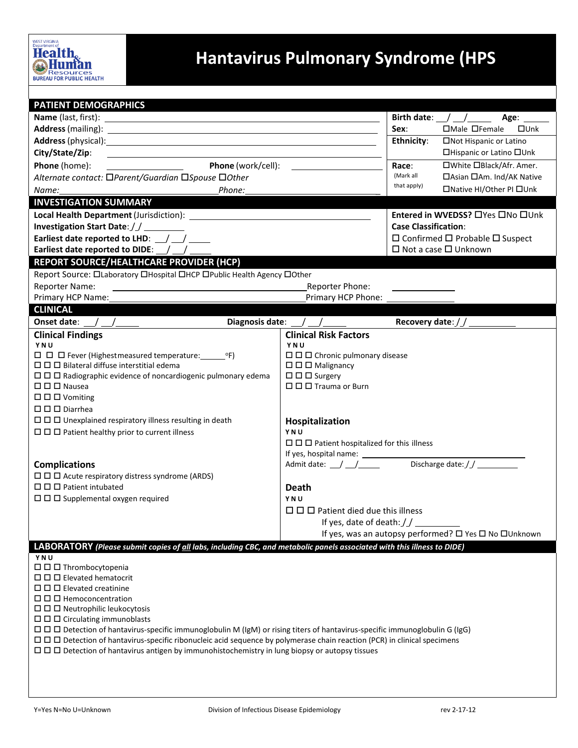WEST VIRGINIA Department of Health & Human Resources BUREAU FOR PUBLIC HEALTH

# Hantavirus Pulmonary Syndrome (HPS

## PATIENT DEMOGRAPHICS

**Name** (last, first): ____________________

**Address** (mailing): ____________________

**Address** (physical): ____________________

**City/State/Zip**: ____________________

**Phone** (home): __________ **Phone** (work/cell): __________

*Alternate contact:* ☐*Parent/Guardian* ☐*Spouse* ☐*Other*

*Name:* __________ *Phone:* __________

**Birth date**: __/__/____ **Age**: ____

**Sex**: ☐Male ☐Female ☐Unk

**Ethnicity**: ☐Not Hispanic or Latino ☐Hispanic or Latino ☐Unk

**Race**: (Mark all that apply) ☐White ☐Black/Afr. Amer. ☐Asian ☐Am. Ind/AK Native ☐Native HI/Other PI ☐Unk

## INVESTIGATION SUMMARY

**Local Health Department** (Jurisdiction): ____________________

**Investigation Start Date**: _/_/ ________

**Earliest date reported to LHD**: __/__/____

**Earliest date reported to DIDE**: __/__/____

**Entered in WVEDSS?** ☐Yes ☐No ☐Unk

**Case Classification**:

☐ Confirmed ☐ Probable ☐ Suspect

☐ Not a case ☐ Unknown

## REPORT SOURCE/HEALTHCARE PROVIDER (HCP)

Report Source: ☐Laboratory ☐Hospital ☐HCP ☐Public Health Agency ☐Other

Reporter Name: ____________________ Reporter Phone: __________

Primary HCP Name: ____________________ Primary HCP Phone: __________

## CLINICAL

**Onset date**: __/__/____ **Diagnosis date**: __/__/____ **Recovery date**: _/_/ ________

### Clinical Findings

Y N U

☐ ☐ ☐ Fever (Highest measured temperature:______ºF)

☐ ☐ ☐ Bilateral diffuse interstitial edema

☐ ☐ ☐ Radiographic evidence of noncardiogenic pulmonary edema

☐ ☐ ☐ Nausea

☐ ☐ ☐ Vomiting

☐ ☐ ☐ Diarrhea

☐ ☐ ☐ Unexplained respiratory illness resulting in death

☐ ☐ ☐ Patient healthy prior to current illness

### Complications

☐ ☐ ☐ Acute respiratory distress syndrome (ARDS)

☐ ☐ ☐ Patient intubated

☐ ☐ ☐ Supplemental oxygen required

### Clinical Risk Factors

Y N U

☐ ☐ ☐ Chronic pulmonary disease

☐ ☐ ☐ Malignancy

☐ ☐ ☐ Surgery

☐ ☐ ☐ Trauma or Burn

### Hospitalization

Y N U

☐ ☐ ☐ Patient hospitalized for this illness

If yes, hospital name: ____________________

Admit date: __/__/____ Discharge date: _/_/ ________

### Death

Y N U

☐ ☐ ☐ Patient died due this illness

If yes, date of death: _/_/ ________

If yes, was an autopsy performed? ☐ Yes ☐ No ☐Unknown

## LABORATORY *(Please submit copies of all labs, including CBC, and metabolic panels associated with this illness to DIDE)*

Y N U

☐ ☐ ☐ Thrombocytopenia

☐ ☐ ☐ Elevated hematocrit

☐ ☐ ☐ Elevated creatinine

☐ ☐ ☐ Hemoconcentration

☐ ☐ ☐ Neutrophilic leukocytosis

☐ ☐ ☐ Circulating immunoblasts

☐ ☐ ☐ Detection of hantavirus-specific immunoglobulin M (IgM) or rising titers of hantavirus-specific immunoglobulin G (IgG)

☐ ☐ ☐ Detection of hantavirus-specific ribonucleic acid sequence by polymerase chain reaction (PCR) in clinical specimens

☐ ☐ ☐ Detection of hantavirus antigen by immunohistochemistry in lung biopsy or autopsy tissues

Y=Yes N=No U=Unknown    Division of Infectious Disease Epidemiology    rev 2-17-12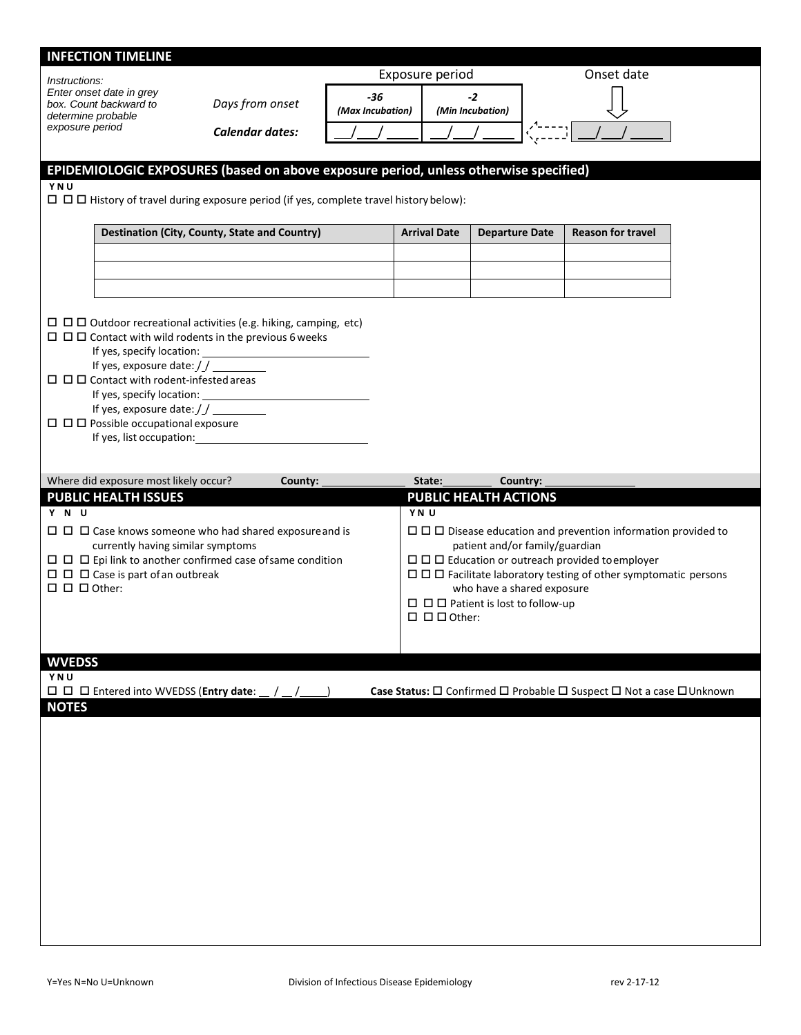## INFECTION TIMELINE

*Instructions: Enter onset date in grey box. Count backward to determine probable exposure period*

| | Exposure period | | Onset date |
|---|---|---|---|
| *Days from onset* | *-36 (Max Incubation)* | *-2 (Min Incubation)* | ⇩ |
| ***Calendar dates:*** | ___/___/_____ | ___/___/_____ | ___/___/_____ |

## EPIDEMIOLOGIC EXPOSURES (based on above exposure period, unless otherwise specified)

**Y N U**

☐ ☐ ☐ History of travel during exposure period (if yes, complete travel history below):

| Destination (City, County, State and Country) | Arrival Date | Departure Date | Reason for travel |
|---|---|---|---|
| | | | |
| | | | |
| | | | |

☐ ☐ ☐ Outdoor recreational activities (e.g. hiking, camping, etc)

☐ ☐ ☐ Contact with wild rodents in the previous 6 weeks
If yes, specify location: ____________________
If yes, exposure date: / / ________

☐ ☐ ☐ Contact with rodent-infested areas
If yes, specify location: ____________________
If yes, exposure date: / / ________

☐ ☐ ☐ Possible occupational exposure
If yes, list occupation: ____________________

Where did exposure most likely occur? **County:** ________ **State:** ________ **Country:** ________

## PUBLIC HEALTH ISSUES

**Y N U**

☐ ☐ ☐ Case knows someone who had shared exposure and is currently having similar symptoms

☐ ☐ ☐ Epi link to another confirmed case of same condition

☐ ☐ ☐ Case is part of an outbreak

☐ ☐ ☐ Other:

## PUBLIC HEALTH ACTIONS

**Y N U**

☐ ☐ ☐ Disease education and prevention information provided to patient and/or family/guardian

☐ ☐ ☐ Education or outreach provided to employer

☐ ☐ ☐ Facilitate laboratory testing of other symptomatic persons who have a shared exposure

☐ ☐ ☐ Patient is lost to follow-up

☐ ☐ ☐ Other:

## WVEDSS

**Y N U**

☐ ☐ ☐ Entered into WVEDSS (**Entry date**: __ / __ /____) **Case Status:** ☐ Confirmed ☐ Probable ☐ Suspect ☐ Not a case ☐ Unknown

## NOTES

Y=Yes N=No U=Unknown Division of Infectious Disease Epidemiology rev 2-17-12